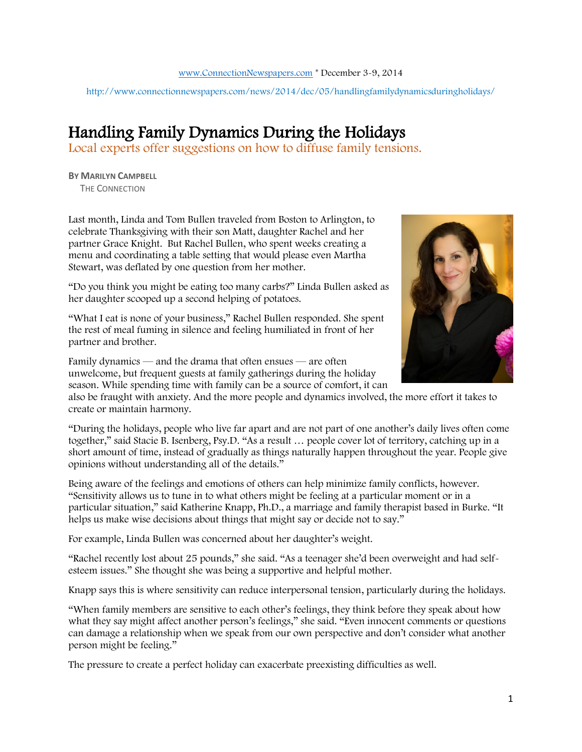www.ConnectionNewspapers.com * December 3-9, 2014

http://www.connectionnewspapers.com/news/2014/dec/05/handlingfamilydynamicsduringholidays/

# Handling Family Dynamics During the Holidays

## Local experts offer suggestions on how to diffuse family tensions.

**By Marilyn Campbell**
The Connection

Last month, Linda and Tom Bullen traveled from Boston to Arlington, to celebrate Thanksgiving with their son Matt, daughter Rachel and her partner Grace Knight. But Rachel Bullen, who spent weeks creating a menu and coordinating a table setting that would please even Martha Stewart, was deflated by one question from her mother.

"Do you think you might be eating too many carbs?" Linda Bullen asked as her daughter scooped up a second helping of potatoes.

"What I eat is none of your business," Rachel Bullen responded. She spent the rest of meal fuming in silence and feeling humiliated in front of her partner and brother.

Family dynamics — and the drama that often ensues — are often unwelcome, but frequent guests at family gatherings during the holiday season. While spending time with family can be a source of comfort, it can also be fraught with anxiety. And the more people and dynamics involved, the more effort it takes to create or maintain harmony.

"During the holidays, people who live far apart and are not part of one another's daily lives often come together," said Stacie B. Isenberg, Psy.D. "As a result … people cover lot of territory, catching up in a short amount of time, instead of gradually as things naturally happen throughout the year. People give opinions without understanding all of the details."

Being aware of the feelings and emotions of others can help minimize family conflicts, however. "Sensitivity allows us to tune in to what others might be feeling at a particular moment or in a particular situation," said Katherine Knapp, Ph.D., a marriage and family therapist based in Burke. "It helps us make wise decisions about things that might say or decide not to say."

For example, Linda Bullen was concerned about her daughter's weight.

"Rachel recently lost about 25 pounds," she said. "As a teenager she'd been overweight and had self-esteem issues." She thought she was being a supportive and helpful mother.

Knapp says this is where sensitivity can reduce interpersonal tension, particularly during the holidays.

"When family members are sensitive to each other's feelings, they think before they speak about how what they say might affect another person's feelings," she said. "Even innocent comments or questions can damage a relationship when we speak from our own perspective and don't consider what another person might be feeling."

The pressure to create a perfect holiday can exacerbate preexisting difficulties as well.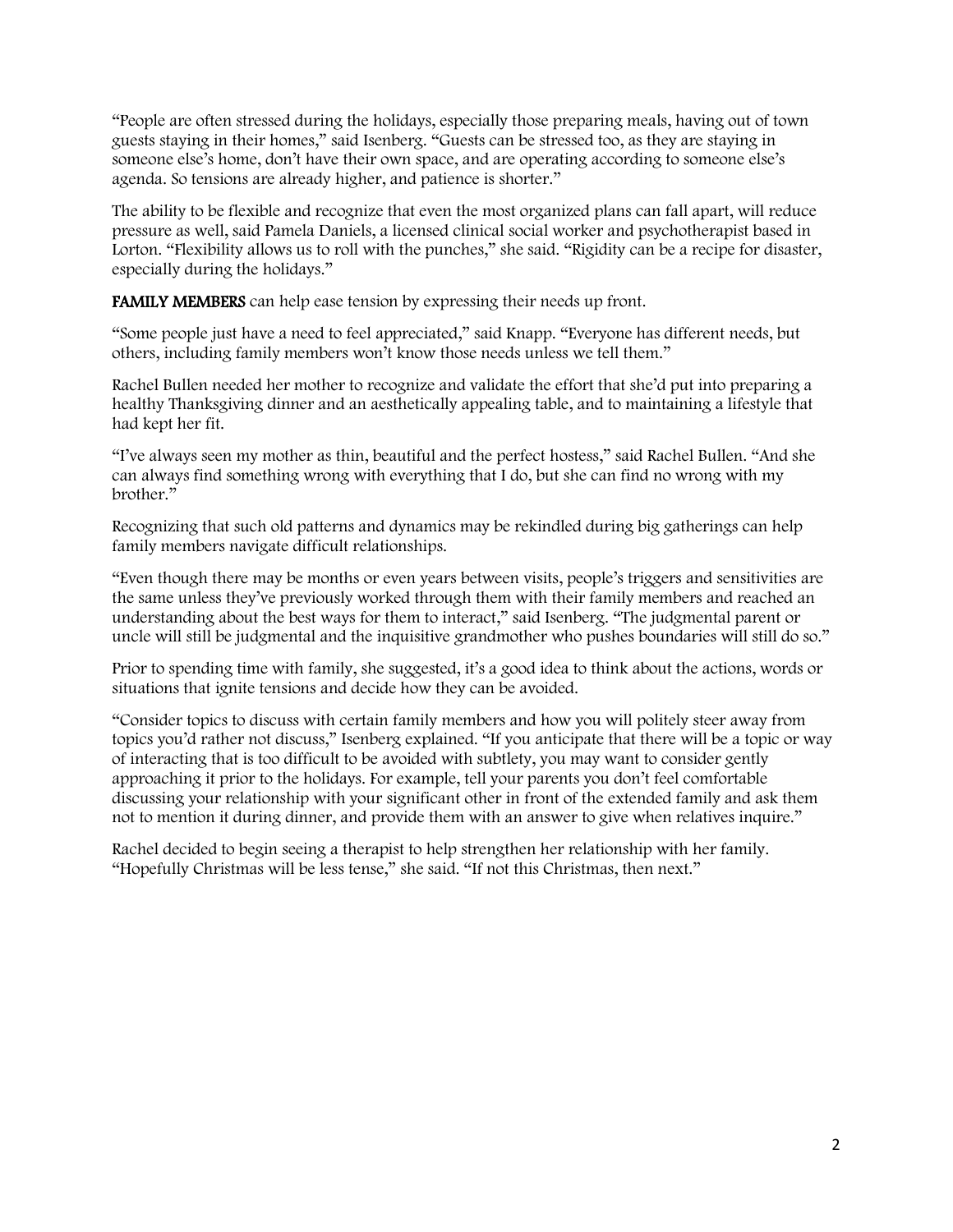"People are often stressed during the holidays, especially those preparing meals, having out of town guests staying in their homes," said Isenberg. "Guests can be stressed too, as they are staying in someone else's home, don't have their own space, and are operating according to someone else's agenda. So tensions are already higher, and patience is shorter."

The ability to be flexible and recognize that even the most organized plans can fall apart, will reduce pressure as well, said Pamela Daniels, a licensed clinical social worker and psychotherapist based in Lorton. "Flexibility allows us to roll with the punches," she said. "Rigidity can be a recipe for disaster, especially during the holidays."

**FAMILY MEMBERS** can help ease tension by expressing their needs up front.

"Some people just have a need to feel appreciated," said Knapp. "Everyone has different needs, but others, including family members won't know those needs unless we tell them."

Rachel Bullen needed her mother to recognize and validate the effort that she'd put into preparing a healthy Thanksgiving dinner and an aesthetically appealing table, and to maintaining a lifestyle that had kept her fit.

"I've always seen my mother as thin, beautiful and the perfect hostess," said Rachel Bullen. "And she can always find something wrong with everything that I do, but she can find no wrong with my brother."

Recognizing that such old patterns and dynamics may be rekindled during big gatherings can help family members navigate difficult relationships.

"Even though there may be months or even years between visits, people's triggers and sensitivities are the same unless they've previously worked through them with their family members and reached an understanding about the best ways for them to interact," said Isenberg. "The judgmental parent or uncle will still be judgmental and the inquisitive grandmother who pushes boundaries will still do so."

Prior to spending time with family, she suggested, it's a good idea to think about the actions, words or situations that ignite tensions and decide how they can be avoided.

"Consider topics to discuss with certain family members and how you will politely steer away from topics you'd rather not discuss," Isenberg explained. "If you anticipate that there will be a topic or way of interacting that is too difficult to be avoided with subtlety, you may want to consider gently approaching it prior to the holidays. For example, tell your parents you don't feel comfortable discussing your relationship with your significant other in front of the extended family and ask them not to mention it during dinner, and provide them with an answer to give when relatives inquire."

Rachel decided to begin seeing a therapist to help strengthen her relationship with her family. "Hopefully Christmas will be less tense," she said. "If not this Christmas, then next."